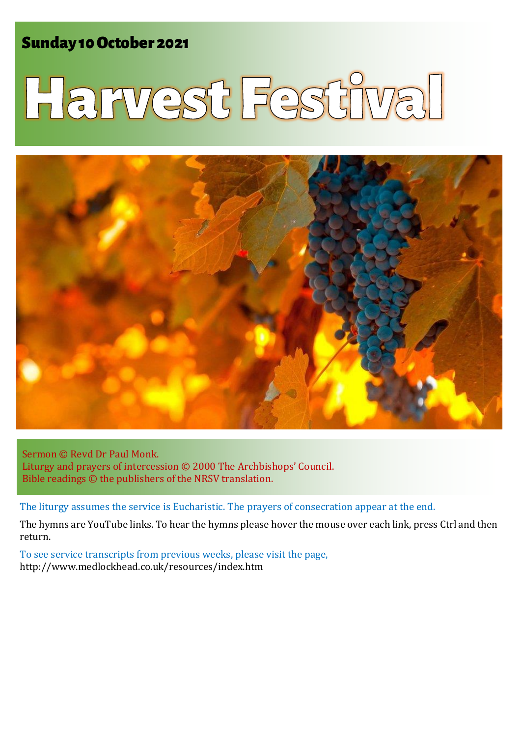**Sunday 10 October 2021**

# Harvest Festival

Sermon © Revd Dr Paul Monk.
Liturgy and prayers of intercession © 2000 The Archbishops' Council.
Bible readings © the publishers of the NRSV translation.

The liturgy assumes the service is Eucharistic. The prayers of consecration appear at the end.

The hymns are YouTube links. To hear the hymns please hover the mouse over each link, press Ctrl and then return.

To see service transcripts from previous weeks, please visit the page,
http://www.medlockhead.co.uk/resources/index.htm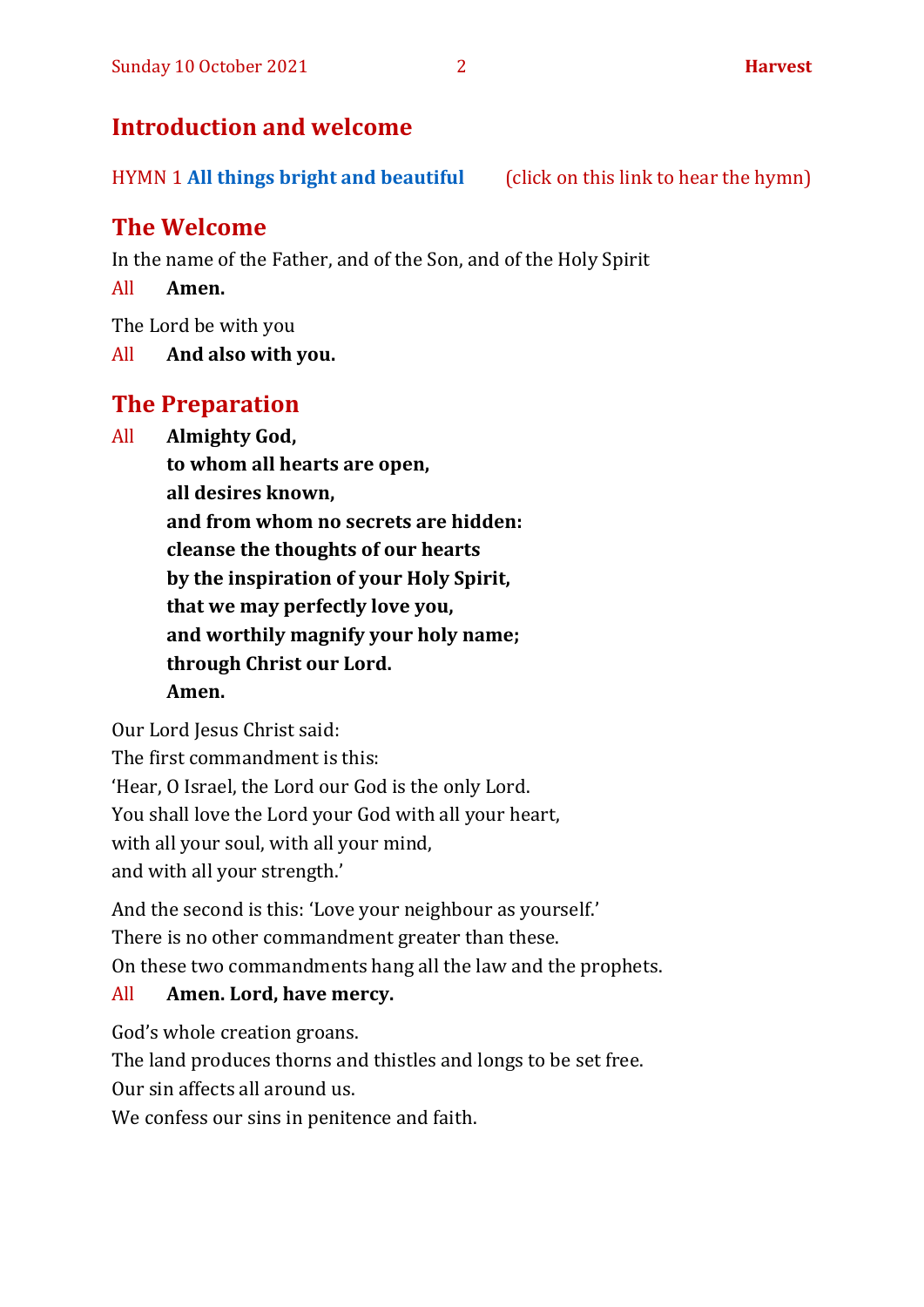## Introduction and welcome

HYMN 1 **All things bright and beautiful** (click on this link to hear the hymn)

## The Welcome

In the name of the Father, and of the Son, and of the Holy Spirit

All **Amen.**

The Lord be with you

All **And also with you.**

## The Preparation

All **Almighty God,**
**to whom all hearts are open,**
**all desires known,**
**and from whom no secrets are hidden:**
**cleanse the thoughts of our hearts**
**by the inspiration of your Holy Spirit,**
**that we may perfectly love you,**
**and worthily magnify your holy name;**
**through Christ our Lord.**
**Amen.**

Our Lord Jesus Christ said:
The first commandment is this:
'Hear, O Israel, the Lord our God is the only Lord.
You shall love the Lord your God with all your heart,
with all your soul, with all your mind,
and with all your strength.'

And the second is this: 'Love your neighbour as yourself.'
There is no other commandment greater than these.
On these two commandments hang all the law and the prophets.

All **Amen. Lord, have mercy.**

God's whole creation groans.
The land produces thorns and thistles and longs to be set free.
Our sin affects all around us.
We confess our sins in penitence and faith.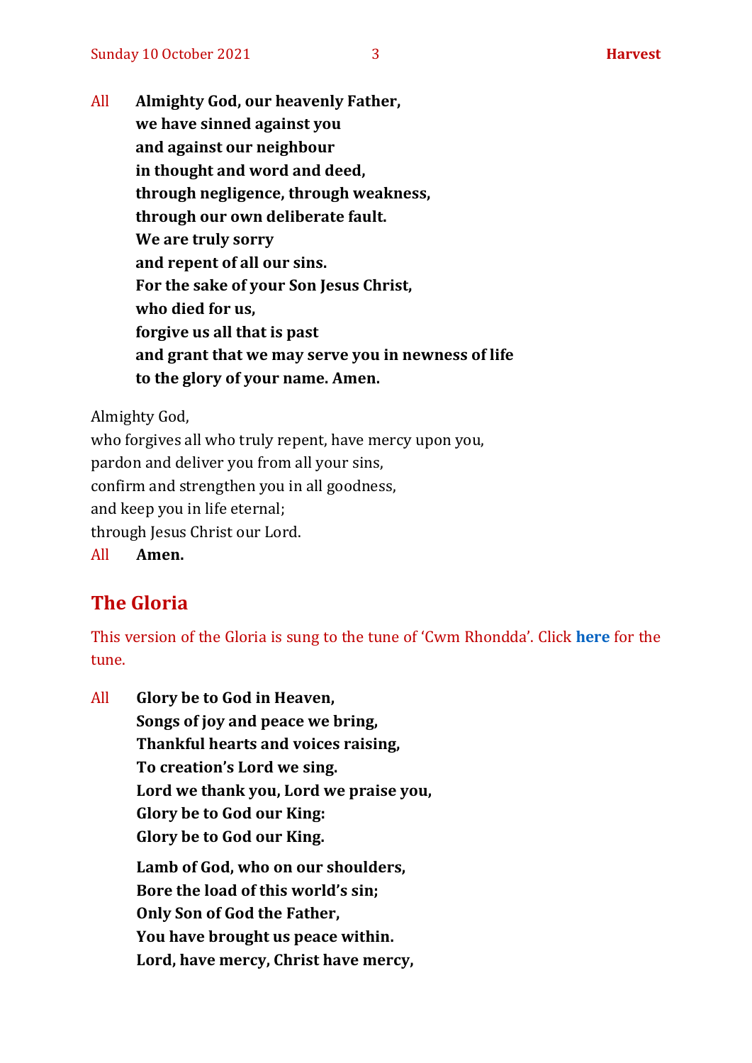All **Almighty God, our heavenly Father,**
**we have sinned against you**
**and against our neighbour**
**in thought and word and deed,**
**through negligence, through weakness,**
**through our own deliberate fault.**
**We are truly sorry**
**and repent of all our sins.**
**For the sake of your Son Jesus Christ,**
**who died for us,**
**forgive us all that is past**
**and grant that we may serve you in newness of life**
**to the glory of your name. Amen.**

Almighty God,
who forgives all who truly repent, have mercy upon you,
pardon and deliver you from all your sins,
confirm and strengthen you in all goodness,
and keep you in life eternal;
through Jesus Christ our Lord.

All **Amen.**

## The Gloria

This version of the Gloria is sung to the tune of 'Cwm Rhondda'. Click **here** for the tune.

All **Glory be to God in Heaven,**
**Songs of joy and peace we bring,**
**Thankful hearts and voices raising,**
**To creation's Lord we sing.**
**Lord we thank you, Lord we praise you,**
**Glory be to God our King:**
**Glory be to God our King.**

**Lamb of God, who on our shoulders,**
**Bore the load of this world's sin;**
**Only Son of God the Father,**
**You have brought us peace within.**
**Lord, have mercy, Christ have mercy,**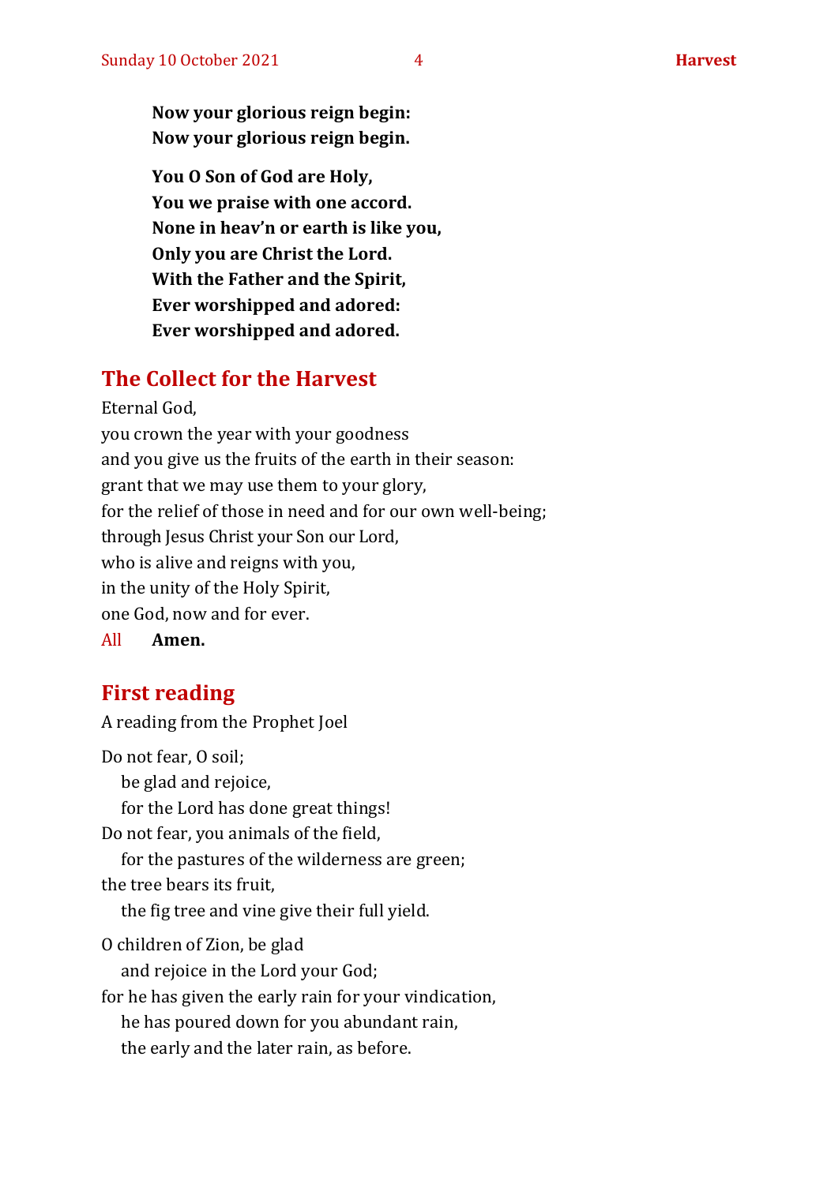**Now your glorious reign begin:**
**Now your glorious reign begin.**

**You O Son of God are Holy,**
**You we praise with one accord.**
**None in heav'n or earth is like you,**
**Only you are Christ the Lord.**
**With the Father and the Spirit,**
**Ever worshipped and adored:**
**Ever worshipped and adored.**

## The Collect for the Harvest

Eternal God,
you crown the year with your goodness
and you give us the fruits of the earth in their season:
grant that we may use them to your glory,
for the relief of those in need and for our own well-being;
through Jesus Christ your Son our Lord,
who is alive and reigns with you,
in the unity of the Holy Spirit,
one God, now and for ever.

All **Amen.**

## First reading

A reading from the Prophet Joel

Do not fear, O soil;
  be glad and rejoice,
  for the Lord has done great things!
Do not fear, you animals of the field,
  for the pastures of the wilderness are green;
the tree bears its fruit,
  the fig tree and vine give their full yield.

O children of Zion, be glad
  and rejoice in the Lord your God;
for he has given the early rain for your vindication,
  he has poured down for you abundant rain,
  the early and the later rain, as before.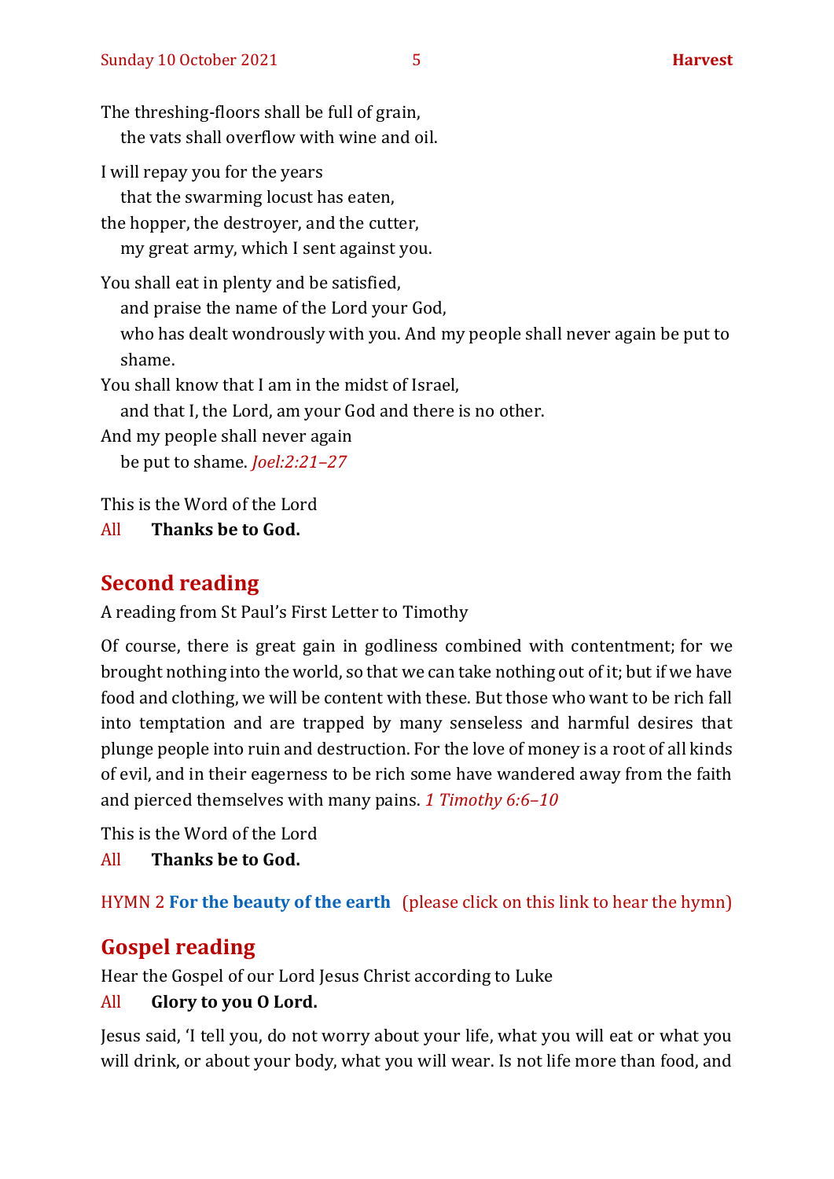The threshing-floors shall be full of grain,
the vats shall overflow with wine and oil.

I will repay you for the years
that the swarming locust has eaten,
the hopper, the destroyer, and the cutter,
my great army, which I sent against you.

You shall eat in plenty and be satisfied,
and praise the name of the Lord your God,
who has dealt wondrously with you. And my people shall never again be put to shame.
You shall know that I am in the midst of Israel,
and that I, the Lord, am your God and there is no other.
And my people shall never again
be put to shame. *Joel:2:21–27*

This is the Word of the Lord
All **Thanks be to God.**

## Second reading

A reading from St Paul's First Letter to Timothy

Of course, there is great gain in godliness combined with contentment; for we brought nothing into the world, so that we can take nothing out of it; but if we have food and clothing, we will be content with these. But those who want to be rich fall into temptation and are trapped by many senseless and harmful desires that plunge people into ruin and destruction. For the love of money is a root of all kinds of evil, and in their eagerness to be rich some have wandered away from the faith and pierced themselves with many pains. *1 Timothy 6:6–10*

This is the Word of the Lord
All **Thanks be to God.**

HYMN 2 **For the beauty of the earth** (please click on this link to hear the hymn)

## Gospel reading

Hear the Gospel of our Lord Jesus Christ according to Luke
All **Glory to you O Lord.**

Jesus said, 'I tell you, do not worry about your life, what you will eat or what you will drink, or about your body, what you will wear. Is not life more than food, and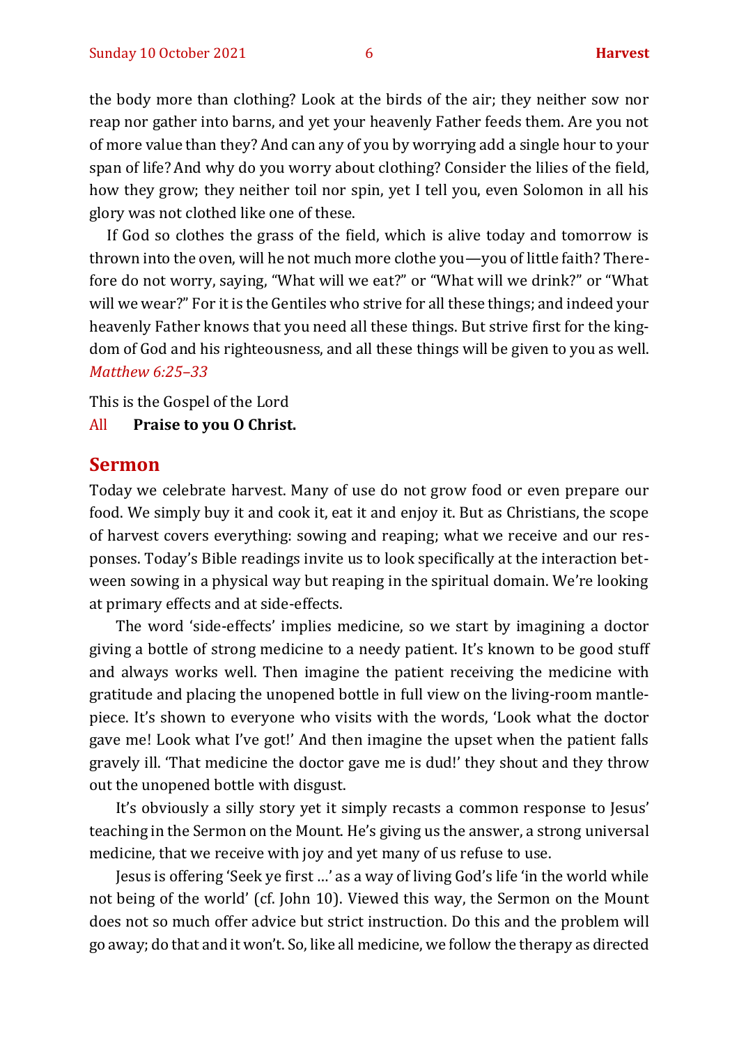the body more than clothing? Look at the birds of the air; they neither sow nor reap nor gather into barns, and yet your heavenly Father feeds them. Are you not of more value than they? And can any of you by worrying add a single hour to your span of life? And why do you worry about clothing? Consider the lilies of the field, how they grow; they neither toil nor spin, yet I tell you, even Solomon in all his glory was not clothed like one of these.

If God so clothes the grass of the field, which is alive today and tomorrow is thrown into the oven, will he not much more clothe you—you of little faith? Therefore do not worry, saying, "What will we eat?" or "What will we drink?" or "What will we wear?" For it is the Gentiles who strive for all these things; and indeed your heavenly Father knows that you need all these things. But strive first for the kingdom of God and his righteousness, and all these things will be given to you as well. *Matthew 6:25–33*

This is the Gospel of the Lord

All **Praise to you O Christ.**

## Sermon

Today we celebrate harvest. Many of use do not grow food or even prepare our food. We simply buy it and cook it, eat it and enjoy it. But as Christians, the scope of harvest covers everything: sowing and reaping; what we receive and our responses. Today's Bible readings invite us to look specifically at the interaction between sowing in a physical way but reaping in the spiritual domain. We're looking at primary effects and at side-effects.

The word 'side-effects' implies medicine, so we start by imagining a doctor giving a bottle of strong medicine to a needy patient. It's known to be good stuff and always works well. Then imagine the patient receiving the medicine with gratitude and placing the unopened bottle in full view on the living-room mantlepiece. It's shown to everyone who visits with the words, 'Look what the doctor gave me! Look what I've got!' And then imagine the upset when the patient falls gravely ill. 'That medicine the doctor gave me is dud!' they shout and they throw out the unopened bottle with disgust.

It's obviously a silly story yet it simply recasts a common response to Jesus' teaching in the Sermon on the Mount. He's giving us the answer, a strong universal medicine, that we receive with joy and yet many of us refuse to use.

Jesus is offering 'Seek ye first …' as a way of living God's life 'in the world while not being of the world' (cf. John 10). Viewed this way, the Sermon on the Mount does not so much offer advice but strict instruction. Do this and the problem will go away; do that and it won't. So, like all medicine, we follow the therapy as directed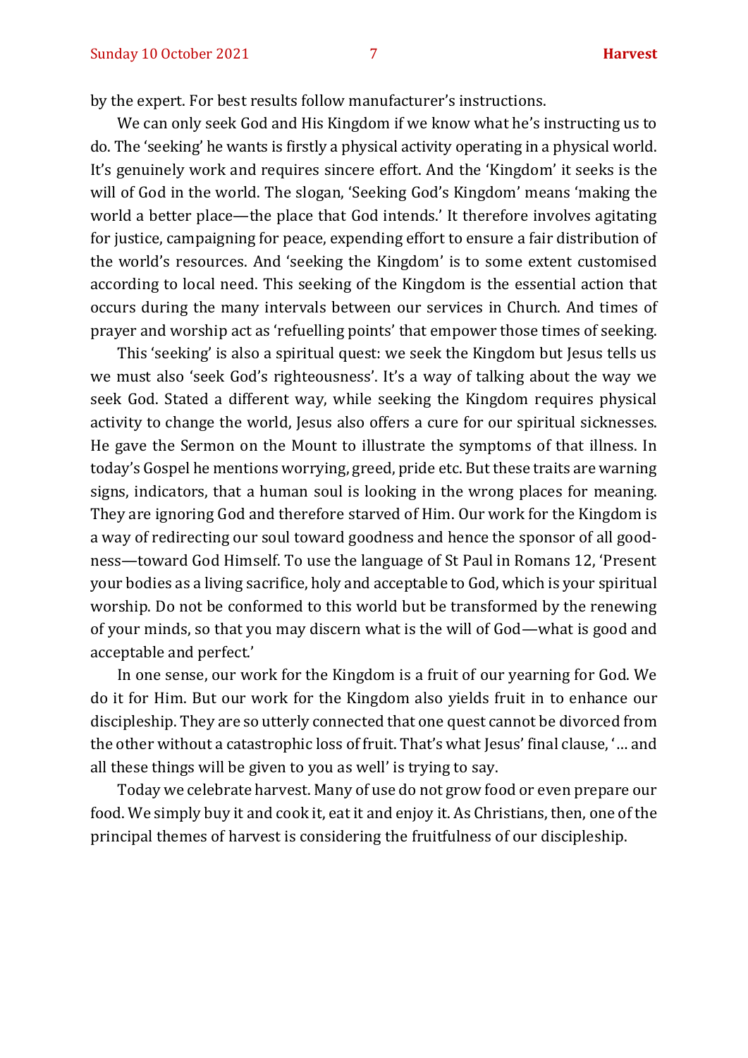by the expert. For best results follow manufacturer's instructions.

We can only seek God and His Kingdom if we know what he's instructing us to do. The 'seeking' he wants is firstly a physical activity operating in a physical world. It's genuinely work and requires sincere effort. And the 'Kingdom' it seeks is the will of God in the world. The slogan, 'Seeking God's Kingdom' means 'making the world a better place—the place that God intends.' It therefore involves agitating for justice, campaigning for peace, expending effort to ensure a fair distribution of the world's resources. And 'seeking the Kingdom' is to some extent customised according to local need. This seeking of the Kingdom is the essential action that occurs during the many intervals between our services in Church. And times of prayer and worship act as 'refuelling points' that empower those times of seeking.

This 'seeking' is also a spiritual quest: we seek the Kingdom but Jesus tells us we must also 'seek God's righteousness'. It's a way of talking about the way we seek God. Stated a different way, while seeking the Kingdom requires physical activity to change the world, Jesus also offers a cure for our spiritual sicknesses. He gave the Sermon on the Mount to illustrate the symptoms of that illness. In today's Gospel he mentions worrying, greed, pride etc. But these traits are warning signs, indicators, that a human soul is looking in the wrong places for meaning. They are ignoring God and therefore starved of Him. Our work for the Kingdom is a way of redirecting our soul toward goodness and hence the sponsor of all goodness—toward God Himself. To use the language of St Paul in Romans 12, 'Present your bodies as a living sacrifice, holy and acceptable to God, which is your spiritual worship. Do not be conformed to this world but be transformed by the renewing of your minds, so that you may discern what is the will of God—what is good and acceptable and perfect.'

In one sense, our work for the Kingdom is a fruit of our yearning for God. We do it for Him. But our work for the Kingdom also yields fruit in to enhance our discipleship. They are so utterly connected that one quest cannot be divorced from the other without a catastrophic loss of fruit. That's what Jesus' final clause, '… and all these things will be given to you as well' is trying to say.

Today we celebrate harvest. Many of use do not grow food or even prepare our food. We simply buy it and cook it, eat it and enjoy it. As Christians, then, one of the principal themes of harvest is considering the fruitfulness of our discipleship.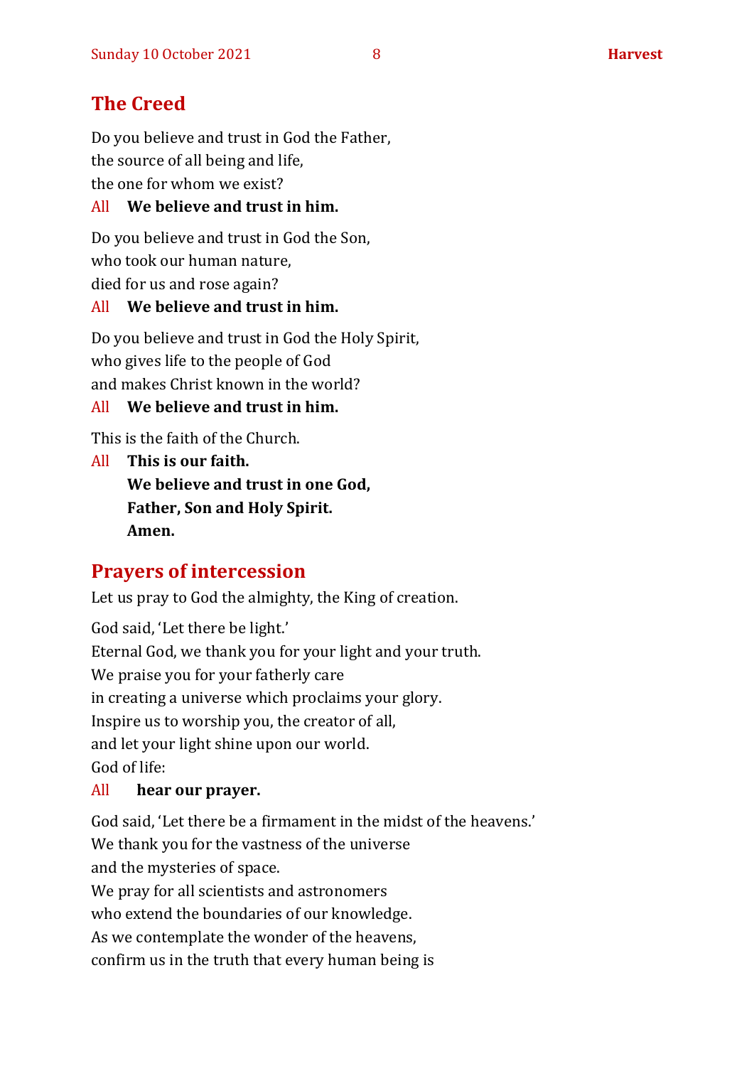## The Creed

Do you believe and trust in God the Father,
the source of all being and life,
the one for whom we exist?

All **We believe and trust in him.**

Do you believe and trust in God the Son,
who took our human nature,
died for us and rose again?

All **We believe and trust in him.**

Do you believe and trust in God the Holy Spirit,
who gives life to the people of God
and makes Christ known in the world?

All **We believe and trust in him.**

This is the faith of the Church.

All **This is our faith.**
**We believe and trust in one God,**
**Father, Son and Holy Spirit.**
**Amen.**

## Prayers of intercession

Let us pray to God the almighty, the King of creation.

God said, 'Let there be light.'
Eternal God, we thank you for your light and your truth.
We praise you for your fatherly care
in creating a universe which proclaims your glory.
Inspire us to worship you, the creator of all,
and let your light shine upon our world.
God of life:

All **hear our prayer.**

God said, 'Let there be a firmament in the midst of the heavens.'
We thank you for the vastness of the universe
and the mysteries of space.
We pray for all scientists and astronomers
who extend the boundaries of our knowledge.
As we contemplate the wonder of the heavens,
confirm us in the truth that every human being is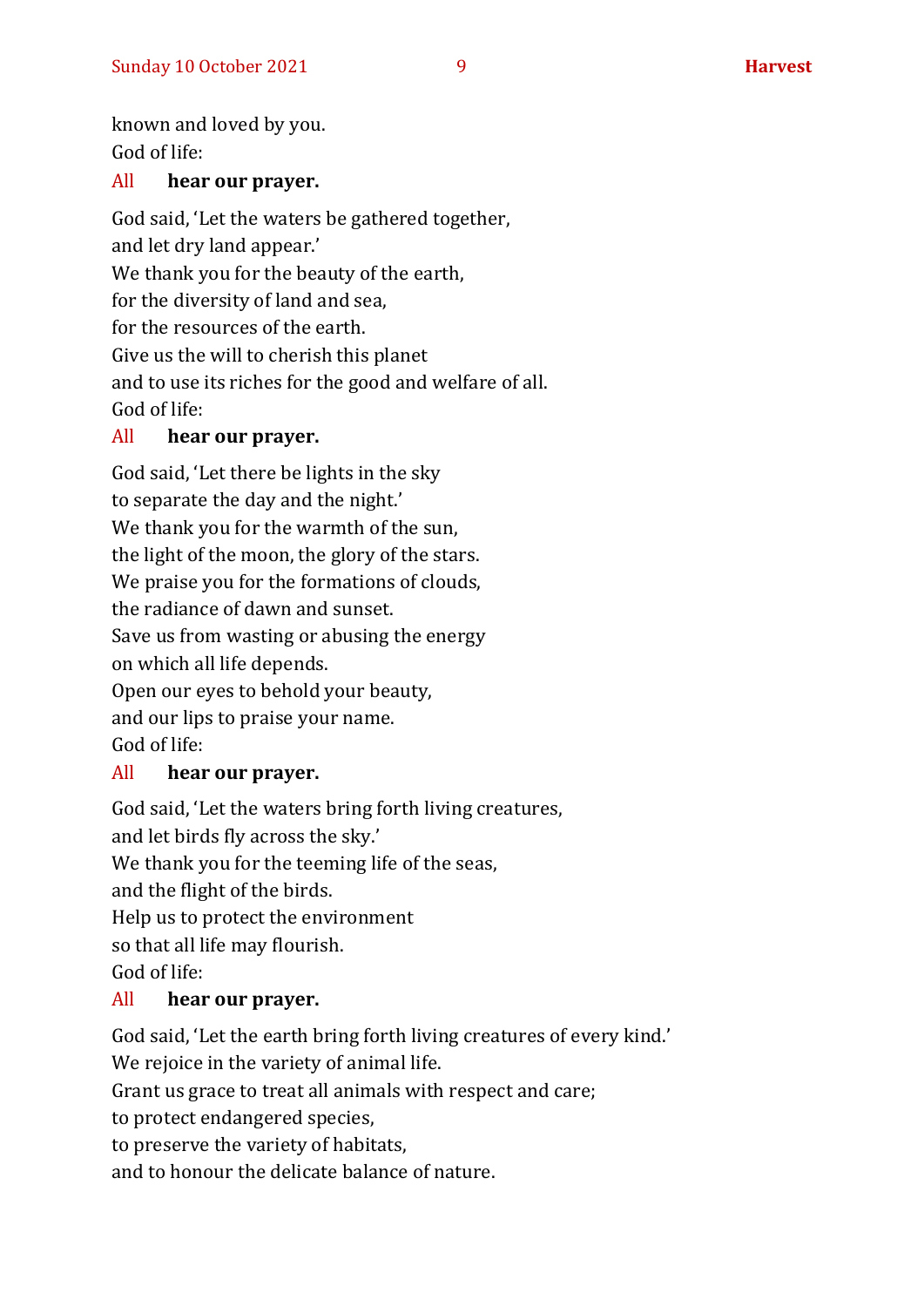known and loved by you.
God of life:

All **hear our prayer.**

God said, 'Let the waters be gathered together,
and let dry land appear.'
We thank you for the beauty of the earth,
for the diversity of land and sea,
for the resources of the earth.
Give us the will to cherish this planet
and to use its riches for the good and welfare of all.
God of life:

All **hear our prayer.**

God said, 'Let there be lights in the sky
to separate the day and the night.'
We thank you for the warmth of the sun,
the light of the moon, the glory of the stars.
We praise you for the formations of clouds,
the radiance of dawn and sunset.
Save us from wasting or abusing the energy
on which all life depends.
Open our eyes to behold your beauty,
and our lips to praise your name.
God of life:

All **hear our prayer.**

God said, 'Let the waters bring forth living creatures,
and let birds fly across the sky.'
We thank you for the teeming life of the seas,
and the flight of the birds.
Help us to protect the environment
so that all life may flourish.
God of life:

All **hear our prayer.**

God said, 'Let the earth bring forth living creatures of every kind.'
We rejoice in the variety of animal life.
Grant us grace to treat all animals with respect and care;
to protect endangered species,
to preserve the variety of habitats,
and to honour the delicate balance of nature.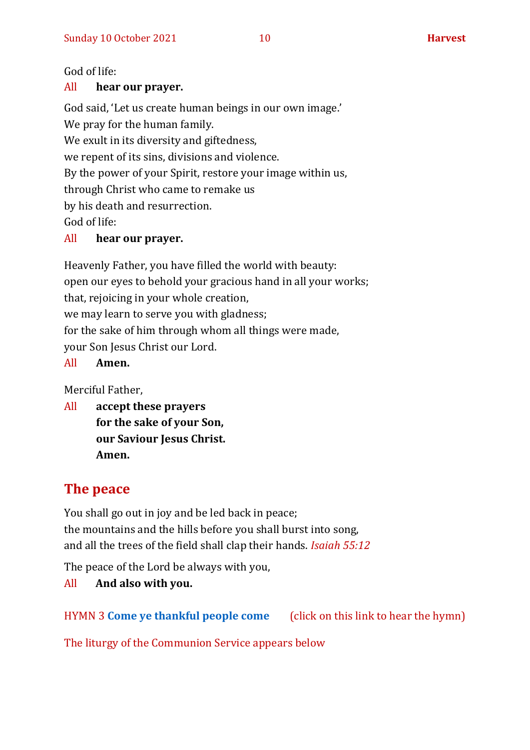God of life:

All **hear our prayer.**

God said, 'Let us create human beings in our own image.'
We pray for the human family.
We exult in its diversity and giftedness,
we repent of its sins, divisions and violence.
By the power of your Spirit, restore your image within us,
through Christ who came to remake us
by his death and resurrection.
God of life:

All **hear our prayer.**

Heavenly Father, you have filled the world with beauty:
open our eyes to behold your gracious hand in all your works;
that, rejoicing in your whole creation,
we may learn to serve you with gladness;
for the sake of him through whom all things were made,
your Son Jesus Christ our Lord.

All **Amen.**

Merciful Father,

All **accept these prayers**
**for the sake of your Son,**
**our Saviour Jesus Christ.**
**Amen.**

## The peace

You shall go out in joy and be led back in peace;
the mountains and the hills before you shall burst into song,
and all the trees of the field shall clap their hands. *Isaiah 55:12*

The peace of the Lord be always with you,

All **And also with you.**

HYMN 3 **Come ye thankful people come** (click on this link to hear the hymn)

The liturgy of the Communion Service appears below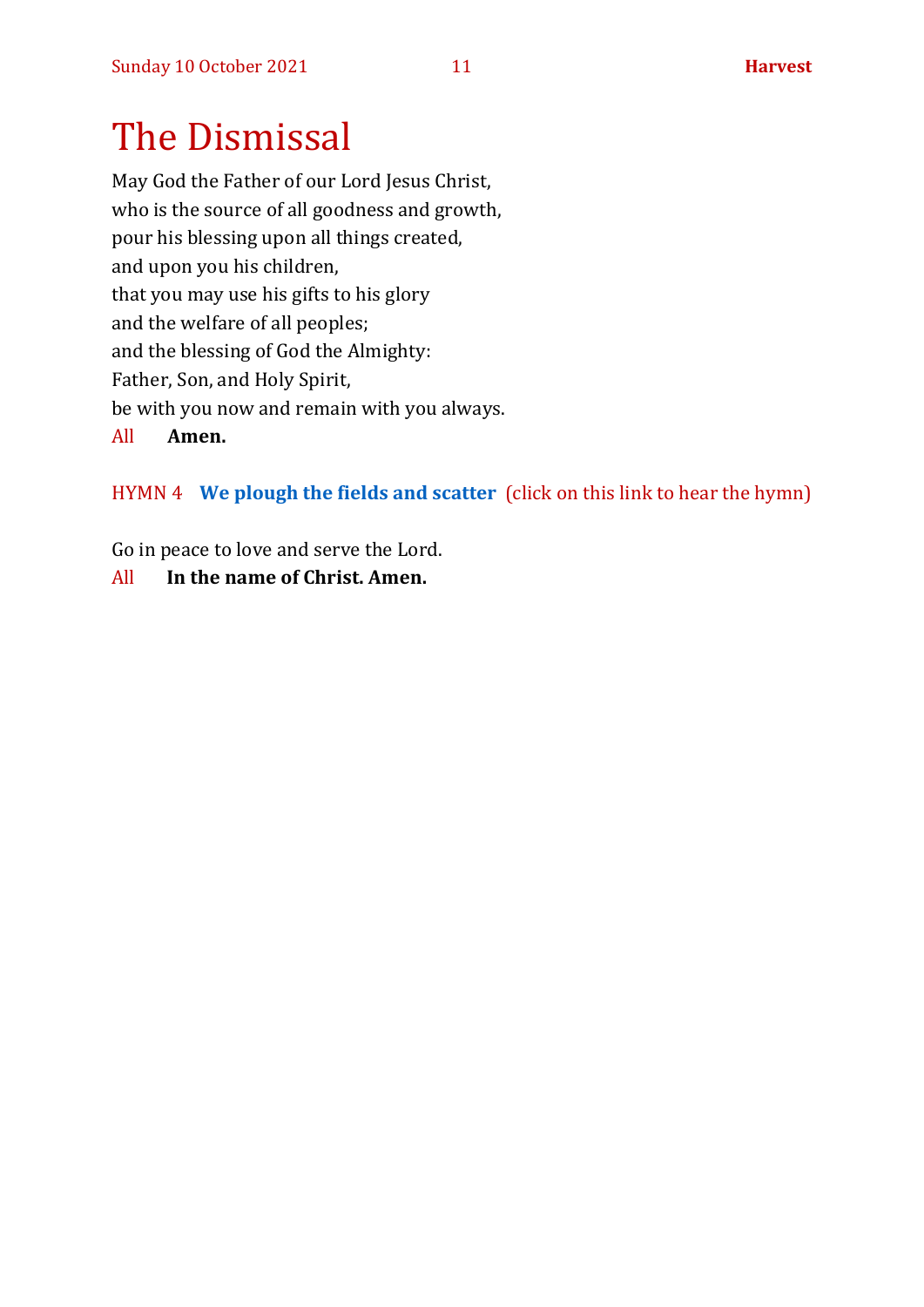# The Dismissal

May God the Father of our Lord Jesus Christ,
who is the source of all goodness and growth,
pour his blessing upon all things created,
and upon you his children,
that you may use his gifts to his glory
and the welfare of all peoples;
and the blessing of God the Almighty:
Father, Son, and Holy Spirit,
be with you now and remain with you always.

All **Amen.**

HYMN 4 **We plough the fields and scatter** (click on this link to hear the hymn)

Go in peace to love and serve the Lord.

All **In the name of Christ. Amen.**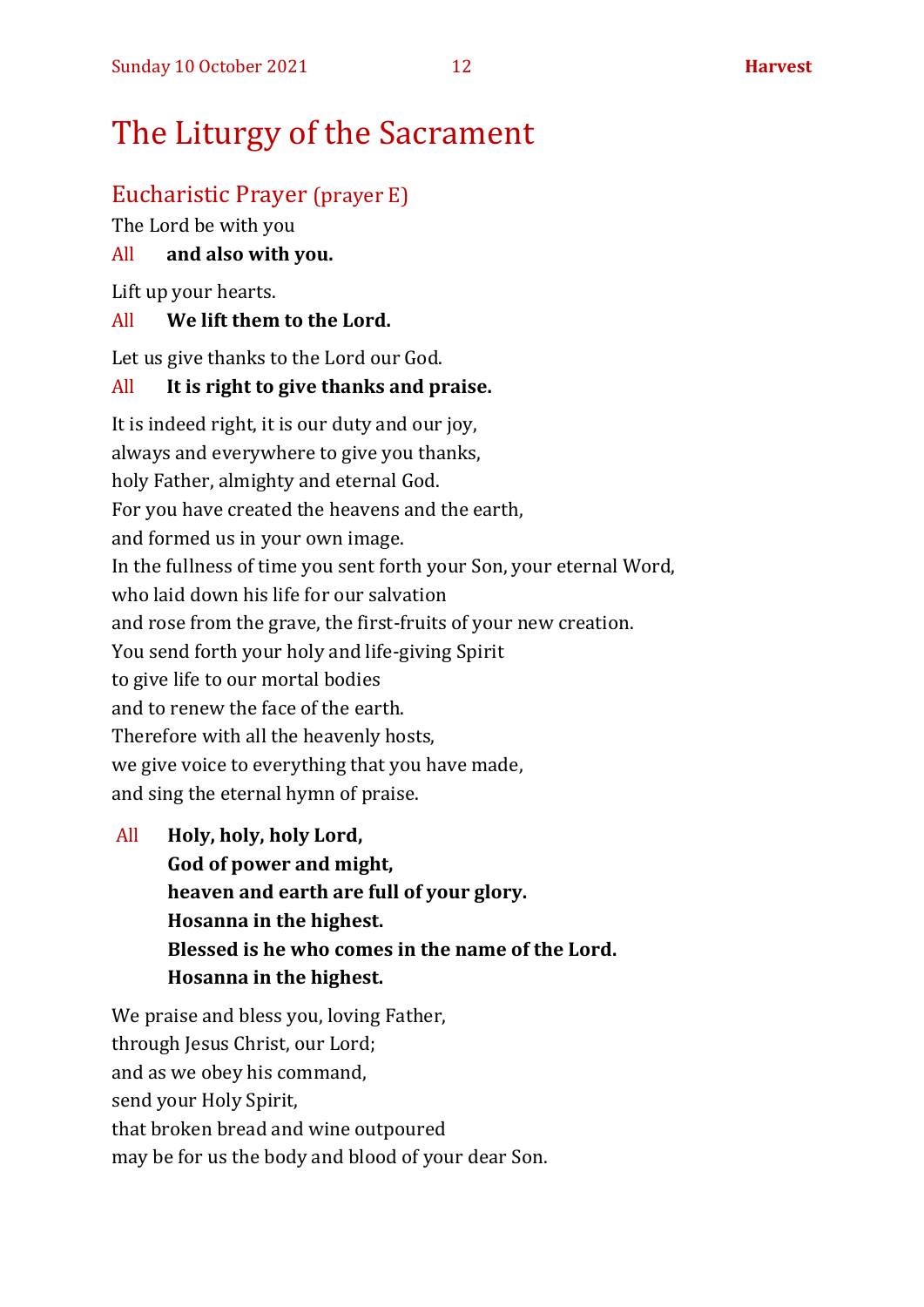# The Liturgy of the Sacrament

## Eucharistic Prayer (prayer E)

The Lord be with you

All **and also with you.**

Lift up your hearts.

All **We lift them to the Lord.**

Let us give thanks to the Lord our God.

All **It is right to give thanks and praise.**

It is indeed right, it is our duty and our joy,
always and everywhere to give you thanks,
holy Father, almighty and eternal God.
For you have created the heavens and the earth,
and formed us in your own image.
In the fullness of time you sent forth your Son, your eternal Word,
who laid down his life for our salvation
and rose from the grave, the first-fruits of your new creation.
You send forth your holy and life-giving Spirit
to give life to our mortal bodies
and to renew the face of the earth.
Therefore with all the heavenly hosts,
we give voice to everything that you have made,
and sing the eternal hymn of praise.

All **Holy, holy, holy Lord,**
**God of power and might,**
**heaven and earth are full of your glory.**
**Hosanna in the highest.**
**Blessed is he who comes in the name of the Lord.**
**Hosanna in the highest.**

We praise and bless you, loving Father,
through Jesus Christ, our Lord;
and as we obey his command,
send your Holy Spirit,
that broken bread and wine outpoured
may be for us the body and blood of your dear Son.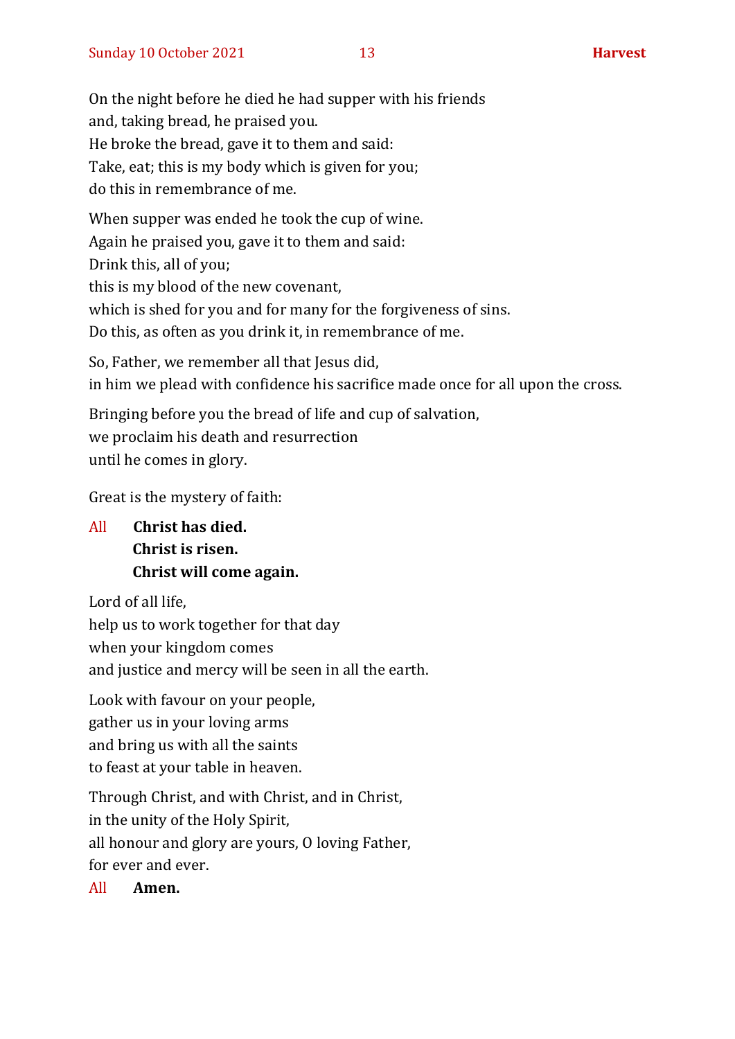On the night before he died he had supper with his friends
and, taking bread, he praised you.
He broke the bread, gave it to them and said:
Take, eat; this is my body which is given for you;
do this in remembrance of me.

When supper was ended he took the cup of wine.
Again he praised you, gave it to them and said:
Drink this, all of you;
this is my blood of the new covenant,
which is shed for you and for many for the forgiveness of sins.
Do this, as often as you drink it, in remembrance of me.

So, Father, we remember all that Jesus did,
in him we plead with confidence his sacrifice made once for all upon the cross.

Bringing before you the bread of life and cup of salvation,
we proclaim his death and resurrection
until he comes in glory.

Great is the mystery of faith:

All **Christ has died.**
**Christ is risen.**
**Christ will come again.**

Lord of all life,
help us to work together for that day
when your kingdom comes
and justice and mercy will be seen in all the earth.

Look with favour on your people,
gather us in your loving arms
and bring us with all the saints
to feast at your table in heaven.

Through Christ, and with Christ, and in Christ,
in the unity of the Holy Spirit,
all honour and glory are yours, O loving Father,
for ever and ever.

All **Amen.**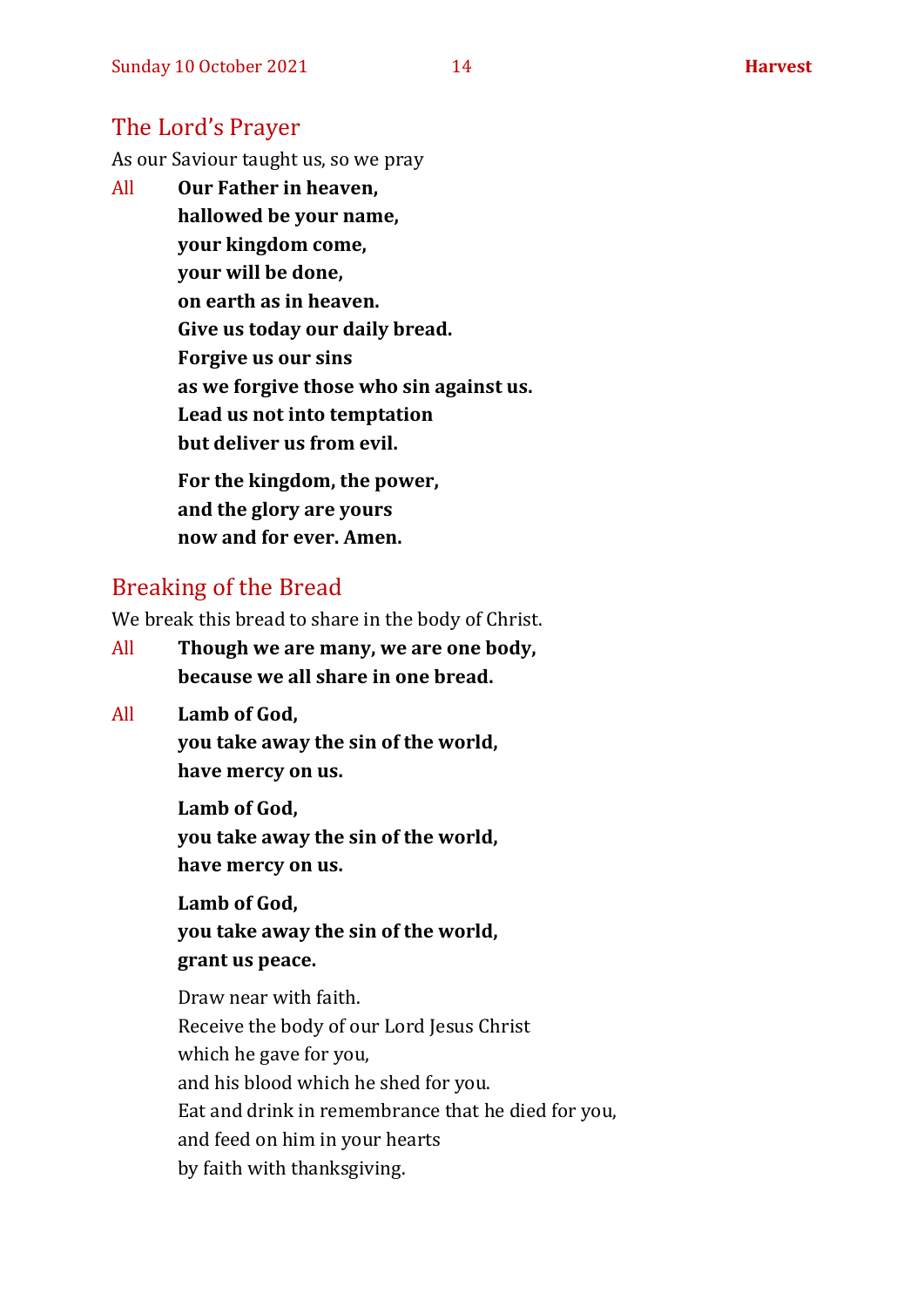## The Lord's Prayer

As our Saviour taught us, so we pray

All **Our Father in heaven,**
**hallowed be your name,**
**your kingdom come,**
**your will be done,**
**on earth as in heaven.**
**Give us today our daily bread.**
**Forgive us our sins**
**as we forgive those who sin against us.**
**Lead us not into temptation**
**but deliver us from evil.**

**For the kingdom, the power,**
**and the glory are yours**
**now and for ever. Amen.**

## Breaking of the Bread

We break this bread to share in the body of Christ.

All **Though we are many, we are one body,**
**because we all share in one bread.**

All **Lamb of God,**
**you take away the sin of the world,**
**have mercy on us.**

**Lamb of God,**
**you take away the sin of the world,**
**have mercy on us.**

**Lamb of God,**
**you take away the sin of the world,**
**grant us peace.**

Draw near with faith.
Receive the body of our Lord Jesus Christ
which he gave for you,
and his blood which he shed for you.
Eat and drink in remembrance that he died for you,
and feed on him in your hearts
by faith with thanksgiving.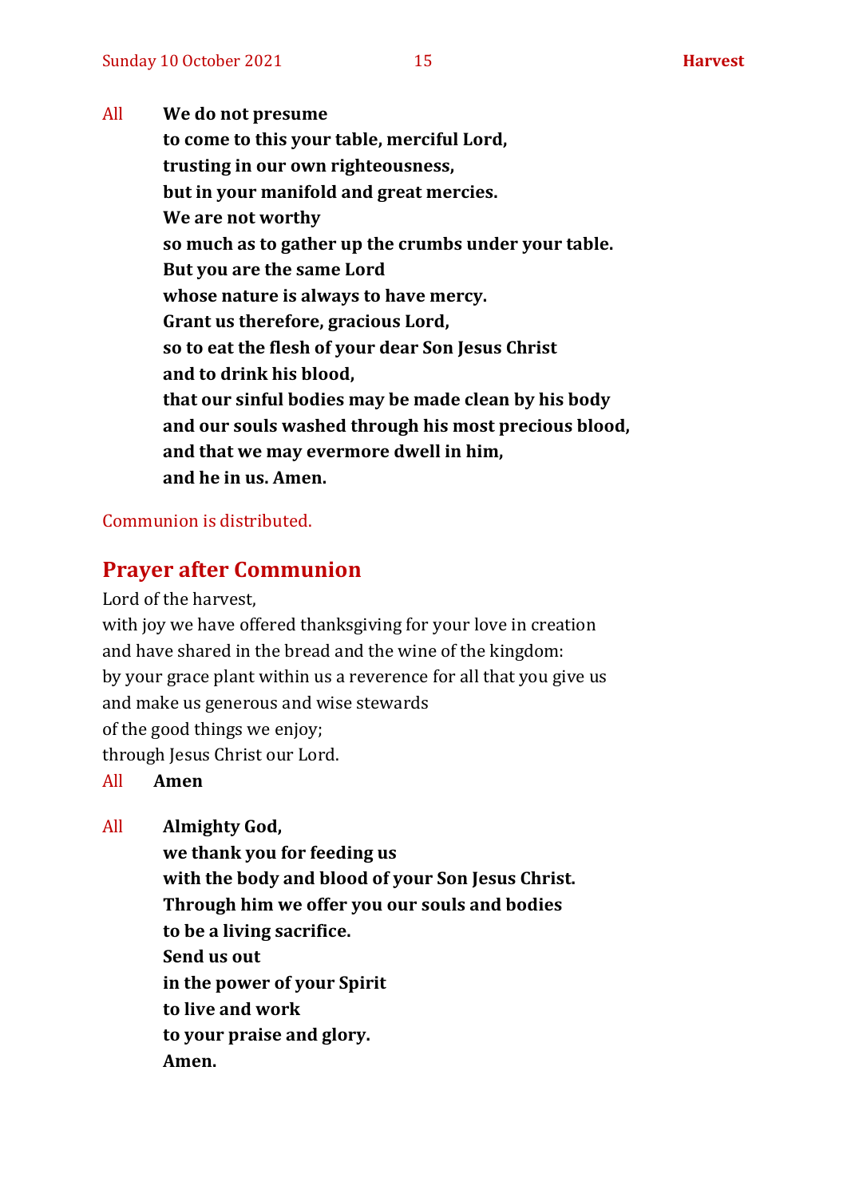All **We do not presume**
**to come to this your table, merciful Lord,**
**trusting in our own righteousness,**
**but in your manifold and great mercies.**
**We are not worthy**
**so much as to gather up the crumbs under your table.**
**But you are the same Lord**
**whose nature is always to have mercy.**
**Grant us therefore, gracious Lord,**
**so to eat the flesh of your dear Son Jesus Christ**
**and to drink his blood,**
**that our sinful bodies may be made clean by his body**
**and our souls washed through his most precious blood,**
**and that we may evermore dwell in him,**
**and he in us. Amen.**

Communion is distributed.

## Prayer after Communion

Lord of the harvest,
with joy we have offered thanksgiving for your love in creation
and have shared in the bread and the wine of the kingdom:
by your grace plant within us a reverence for all that you give us
and make us generous and wise stewards
of the good things we enjoy;
through Jesus Christ our Lord.

All **Amen**

All **Almighty God,**
**we thank you for feeding us**
**with the body and blood of your Son Jesus Christ.**
**Through him we offer you our souls and bodies**
**to be a living sacrifice.**
**Send us out**
**in the power of your Spirit**
**to live and work**
**to your praise and glory.**
**Amen.**